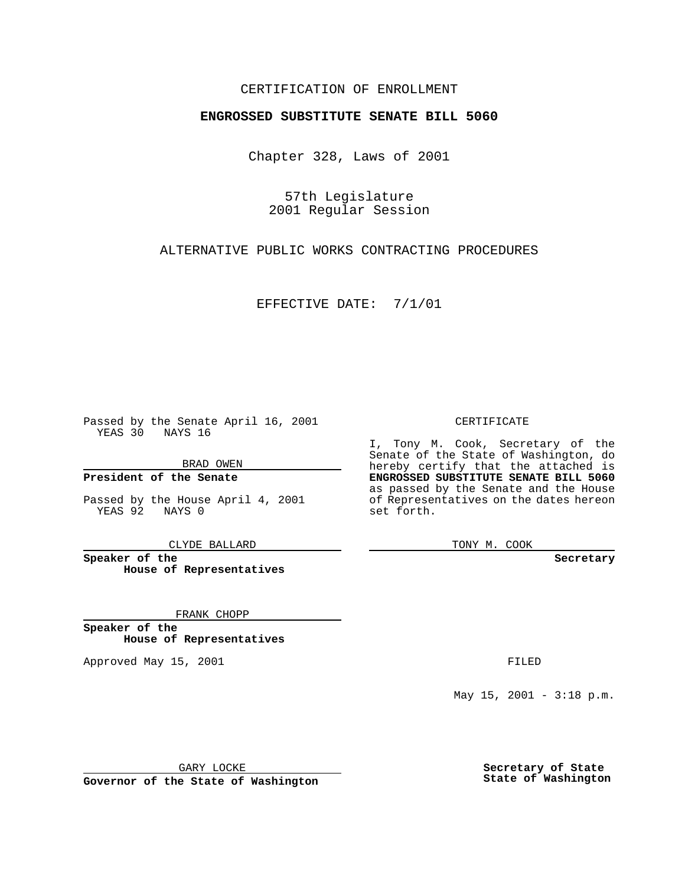CERTIFICATION OF ENROLLMENT

**ENGROSSED SUBSTITUTE SENATE BILL 5060**

Chapter 328, Laws of 2001

57th Legislature
2001 Regular Session

ALTERNATIVE PUBLIC WORKS CONTRACTING PROCEDURES

EFFECTIVE DATE: 7/1/01

Passed by the Senate April 16, 2001
YEAS 30 NAYS 16

BRAD OWEN

**President of the Senate**

Passed by the House April 4, 2001
YEAS 92 NAYS 0

CLYDE BALLARD

**Speaker of the House of Representatives**

FRANK CHOPP

**Speaker of the House of Representatives**

Approved May 15, 2001

GARY LOCKE

**Governor of the State of Washington**

CERTIFICATE

I, Tony M. Cook, Secretary of the Senate of the State of Washington, do hereby certify that the attached is **ENGROSSED SUBSTITUTE SENATE BILL 5060** as passed by the Senate and the House of Representatives on the dates hereon set forth.

TONY M. COOK

**Secretary**

FILED

May 15, 2001 - 3:18 p.m.

**Secretary of State**
**State of Washington**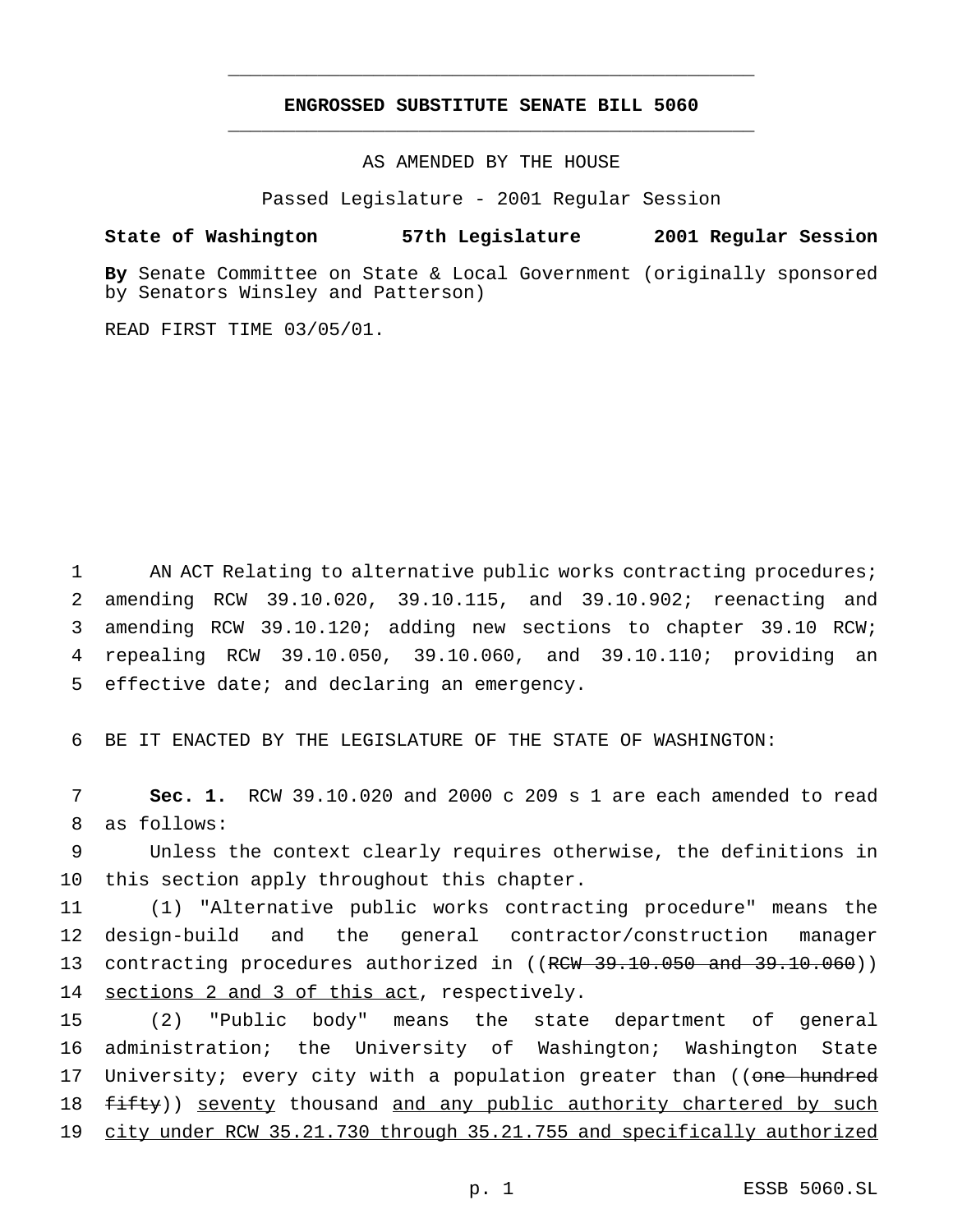# ENGROSSED SUBSTITUTE SENATE BILL 5060

AS AMENDED BY THE HOUSE

Passed Legislature - 2001 Regular Session

**State of Washington 57th Legislature 2001 Regular Session**

**By** Senate Committee on State & Local Government (originally sponsored by Senators Winsley and Patterson)

READ FIRST TIME 03/05/01.

AN ACT Relating to alternative public works contracting procedures; amending RCW 39.10.020, 39.10.115, and 39.10.902; reenacting and amending RCW 39.10.120; adding new sections to chapter 39.10 RCW; repealing RCW 39.10.050, 39.10.060, and 39.10.110; providing an effective date; and declaring an emergency.

BE IT ENACTED BY THE LEGISLATURE OF THE STATE OF WASHINGTON:

**Sec. 1.** RCW 39.10.020 and 2000 c 209 s 1 are each amended to read as follows:

Unless the context clearly requires otherwise, the definitions in this section apply throughout this chapter.

(1) "Alternative public works contracting procedure" means the design-build and the general contractor/construction manager contracting procedures authorized in ((~~RCW 39.10.050 and 39.10.060~~)) <u>sections 2 and 3 of this act</u>, respectively.

(2) "Public body" means the state department of general administration; the University of Washington; Washington State University; every city with a population greater than ((~~one hundred fifty~~)) <u>seventy</u> thousand <u>and any public authority chartered by such city under RCW 35.21.730 through 35.21.755 and specifically authorized</u>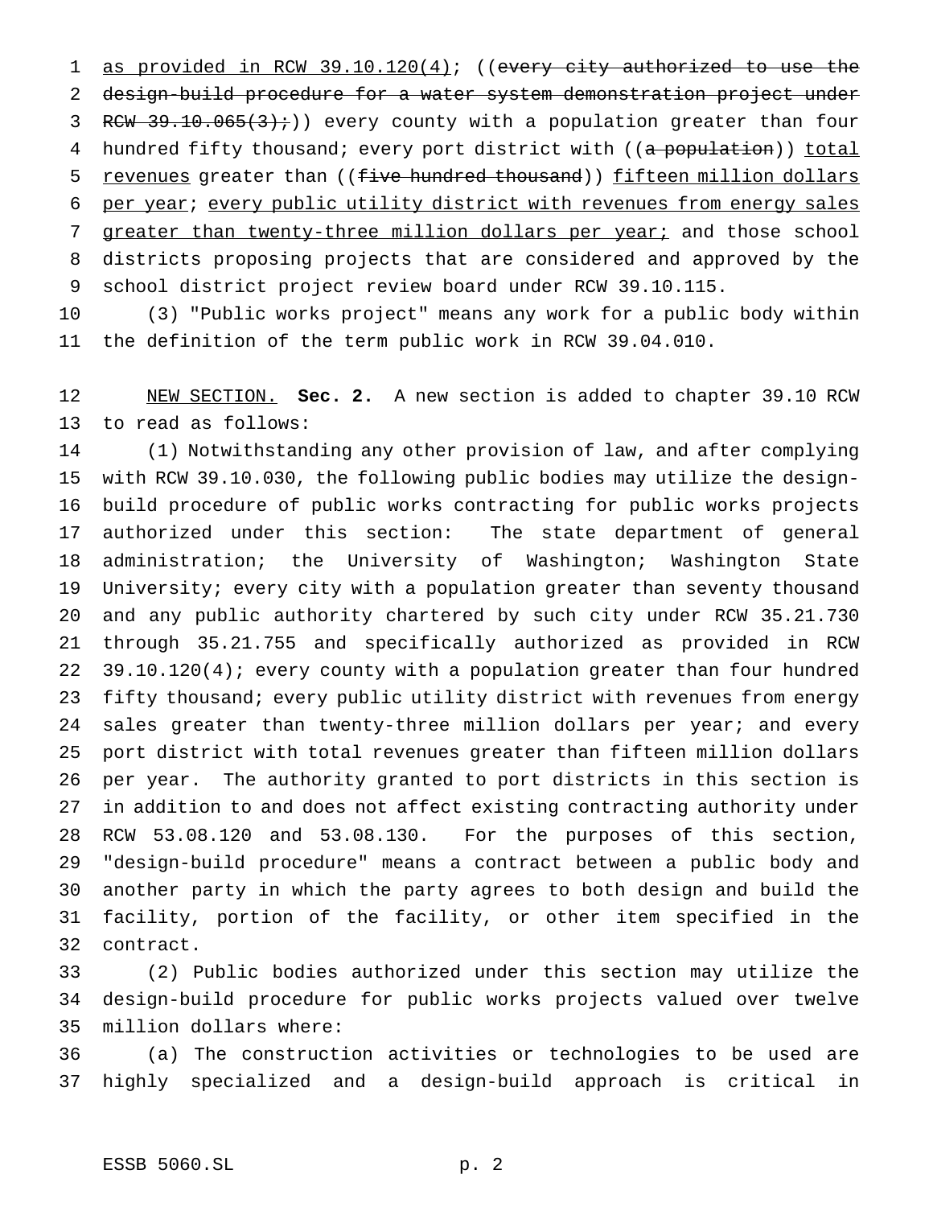as provided in RCW 39.10.120(4); ((every city authorized to use the design-build procedure for a water system demonstration project under RCW 39.10.065(3);)) every county with a population greater than four hundred fifty thousand; every port district with ((a population)) total revenues greater than ((five hundred thousand)) fifteen million dollars per year; every public utility district with revenues from energy sales greater than twenty-three million dollars per year; and those school districts proposing projects that are considered and approved by the school district project review board under RCW 39.10.115.

(3) "Public works project" means any work for a public body within the definition of the term public work in RCW 39.04.010.

NEW SECTION. **Sec. 2.** A new section is added to chapter 39.10 RCW to read as follows:

(1) Notwithstanding any other provision of law, and after complying with RCW 39.10.030, the following public bodies may utilize the design-build procedure of public works contracting for public works projects authorized under this section: The state department of general administration; the University of Washington; Washington State University; every city with a population greater than seventy thousand and any public authority chartered by such city under RCW 35.21.730 through 35.21.755 and specifically authorized as provided in RCW 39.10.120(4); every county with a population greater than four hundred fifty thousand; every public utility district with revenues from energy sales greater than twenty-three million dollars per year; and every port district with total revenues greater than fifteen million dollars per year. The authority granted to port districts in this section is in addition to and does not affect existing contracting authority under RCW 53.08.120 and 53.08.130. For the purposes of this section, "design-build procedure" means a contract between a public body and another party in which the party agrees to both design and build the facility, portion of the facility, or other item specified in the contract.

(2) Public bodies authorized under this section may utilize the design-build procedure for public works projects valued over twelve million dollars where:

(a) The construction activities or technologies to be used are highly specialized and a design-build approach is critical in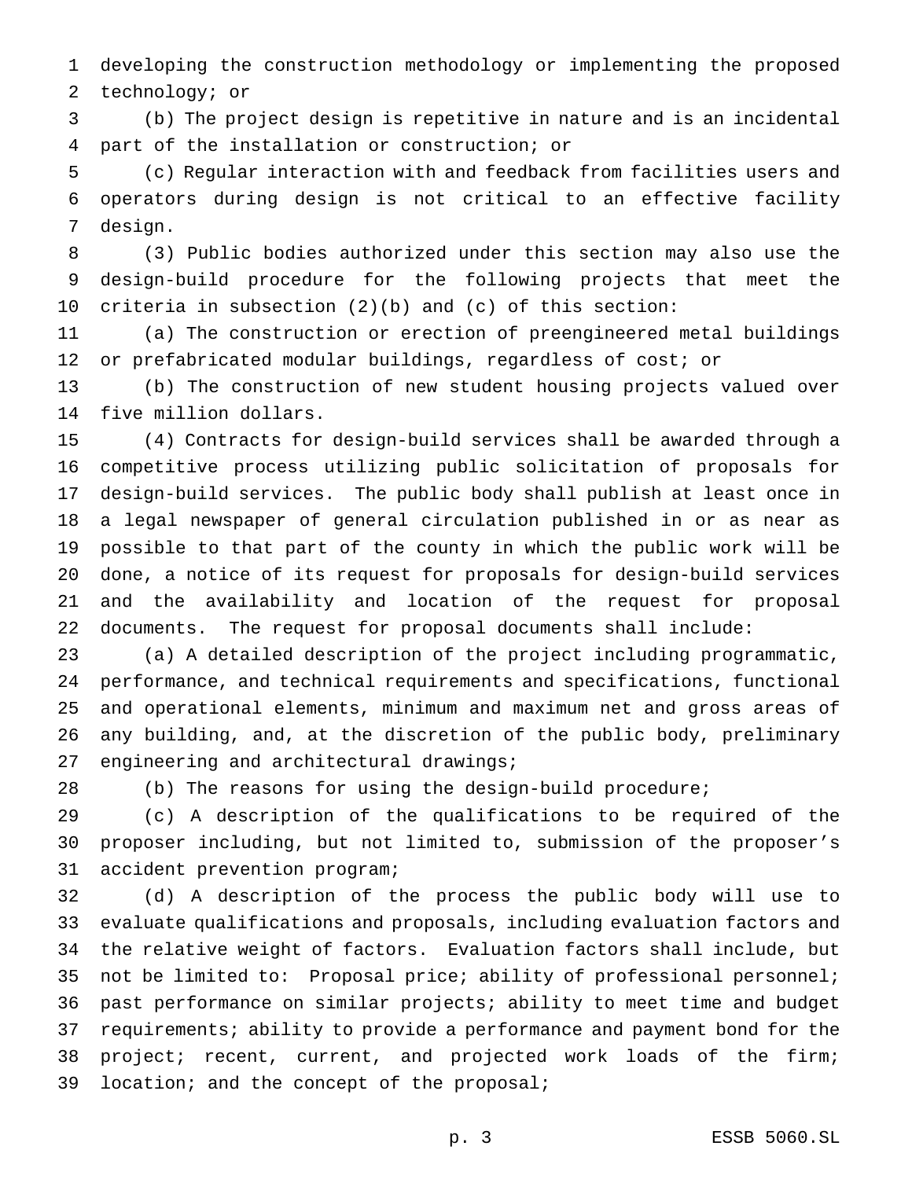developing the construction methodology or implementing the proposed technology; or

(b) The project design is repetitive in nature and is an incidental part of the installation or construction; or

(c) Regular interaction with and feedback from facilities users and operators during design is not critical to an effective facility design.

(3) Public bodies authorized under this section may also use the design-build procedure for the following projects that meet the criteria in subsection (2)(b) and (c) of this section:

(a) The construction or erection of preengineered metal buildings or prefabricated modular buildings, regardless of cost; or

(b) The construction of new student housing projects valued over five million dollars.

(4) Contracts for design-build services shall be awarded through a competitive process utilizing public solicitation of proposals for design-build services. The public body shall publish at least once in a legal newspaper of general circulation published in or as near as possible to that part of the county in which the public work will be done, a notice of its request for proposals for design-build services and the availability and location of the request for proposal documents. The request for proposal documents shall include:

(a) A detailed description of the project including programmatic, performance, and technical requirements and specifications, functional and operational elements, minimum and maximum net and gross areas of any building, and, at the discretion of the public body, preliminary engineering and architectural drawings;

(b) The reasons for using the design-build procedure;

(c) A description of the qualifications to be required of the proposer including, but not limited to, submission of the proposer's accident prevention program;

(d) A description of the process the public body will use to evaluate qualifications and proposals, including evaluation factors and the relative weight of factors. Evaluation factors shall include, but not be limited to: Proposal price; ability of professional personnel; past performance on similar projects; ability to meet time and budget requirements; ability to provide a performance and payment bond for the project; recent, current, and projected work loads of the firm; location; and the concept of the proposal;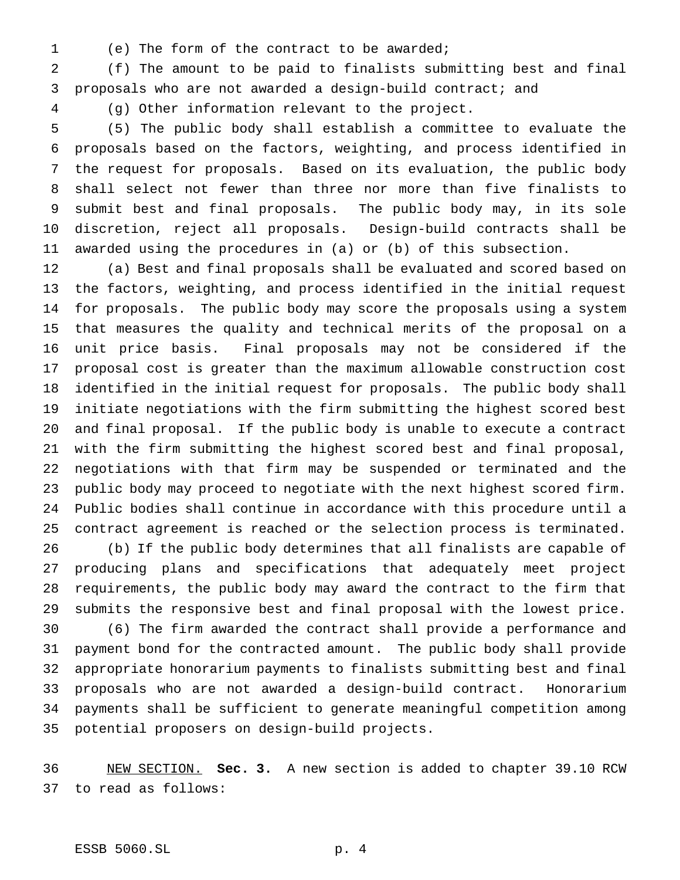(e) The form of the contract to be awarded;

(f) The amount to be paid to finalists submitting best and final proposals who are not awarded a design-build contract; and

(g) Other information relevant to the project.

(5) The public body shall establish a committee to evaluate the proposals based on the factors, weighting, and process identified in the request for proposals. Based on its evaluation, the public body shall select not fewer than three nor more than five finalists to submit best and final proposals. The public body may, in its sole discretion, reject all proposals. Design-build contracts shall be awarded using the procedures in (a) or (b) of this subsection.

(a) Best and final proposals shall be evaluated and scored based on the factors, weighting, and process identified in the initial request for proposals. The public body may score the proposals using a system that measures the quality and technical merits of the proposal on a unit price basis. Final proposals may not be considered if the proposal cost is greater than the maximum allowable construction cost identified in the initial request for proposals. The public body shall initiate negotiations with the firm submitting the highest scored best and final proposal. If the public body is unable to execute a contract with the firm submitting the highest scored best and final proposal, negotiations with that firm may be suspended or terminated and the public body may proceed to negotiate with the next highest scored firm. Public bodies shall continue in accordance with this procedure until a contract agreement is reached or the selection process is terminated.

(b) If the public body determines that all finalists are capable of producing plans and specifications that adequately meet project requirements, the public body may award the contract to the firm that submits the responsive best and final proposal with the lowest price.

(6) The firm awarded the contract shall provide a performance and payment bond for the contracted amount. The public body shall provide appropriate honorarium payments to finalists submitting best and final proposals who are not awarded a design-build contract. Honorarium payments shall be sufficient to generate meaningful competition among potential proposers on design-build projects.

NEW SECTION. **Sec. 3.** A new section is added to chapter 39.10 RCW to read as follows: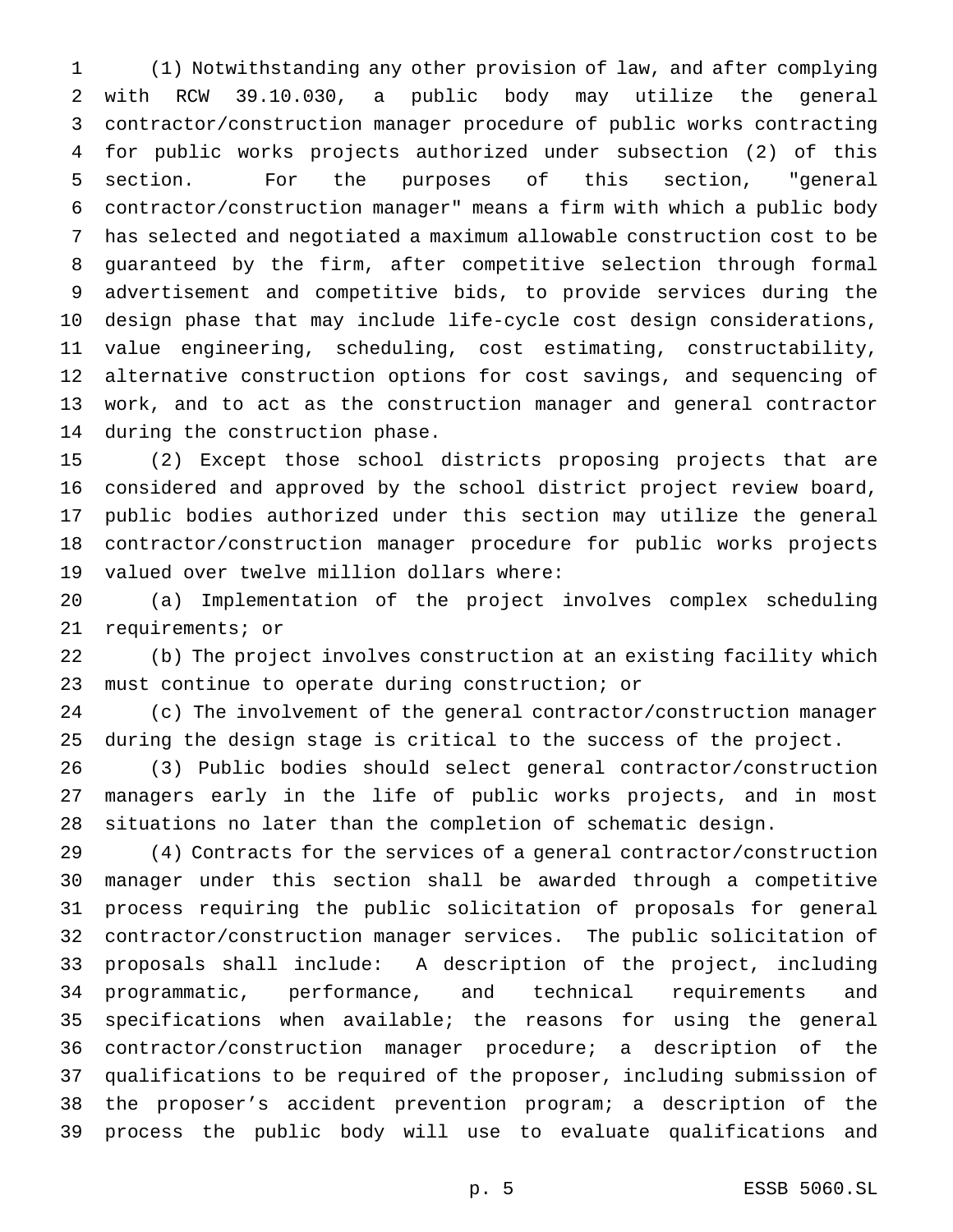(1) Notwithstanding any other provision of law, and after complying with RCW 39.10.030, a public body may utilize the general contractor/construction manager procedure of public works contracting for public works projects authorized under subsection (2) of this section. For the purposes of this section, "general contractor/construction manager" means a firm with which a public body has selected and negotiated a maximum allowable construction cost to be guaranteed by the firm, after competitive selection through formal advertisement and competitive bids, to provide services during the design phase that may include life-cycle cost design considerations, value engineering, scheduling, cost estimating, constructability, alternative construction options for cost savings, and sequencing of work, and to act as the construction manager and general contractor during the construction phase.

(2) Except those school districts proposing projects that are considered and approved by the school district project review board, public bodies authorized under this section may utilize the general contractor/construction manager procedure for public works projects valued over twelve million dollars where:

(a) Implementation of the project involves complex scheduling requirements; or

(b) The project involves construction at an existing facility which must continue to operate during construction; or

(c) The involvement of the general contractor/construction manager during the design stage is critical to the success of the project.

(3) Public bodies should select general contractor/construction managers early in the life of public works projects, and in most situations no later than the completion of schematic design.

(4) Contracts for the services of a general contractor/construction manager under this section shall be awarded through a competitive process requiring the public solicitation of proposals for general contractor/construction manager services. The public solicitation of proposals shall include: A description of the project, including programmatic, performance, and technical requirements and specifications when available; the reasons for using the general contractor/construction manager procedure; a description of the qualifications to be required of the proposer, including submission of the proposer's accident prevention program; a description of the process the public body will use to evaluate qualifications and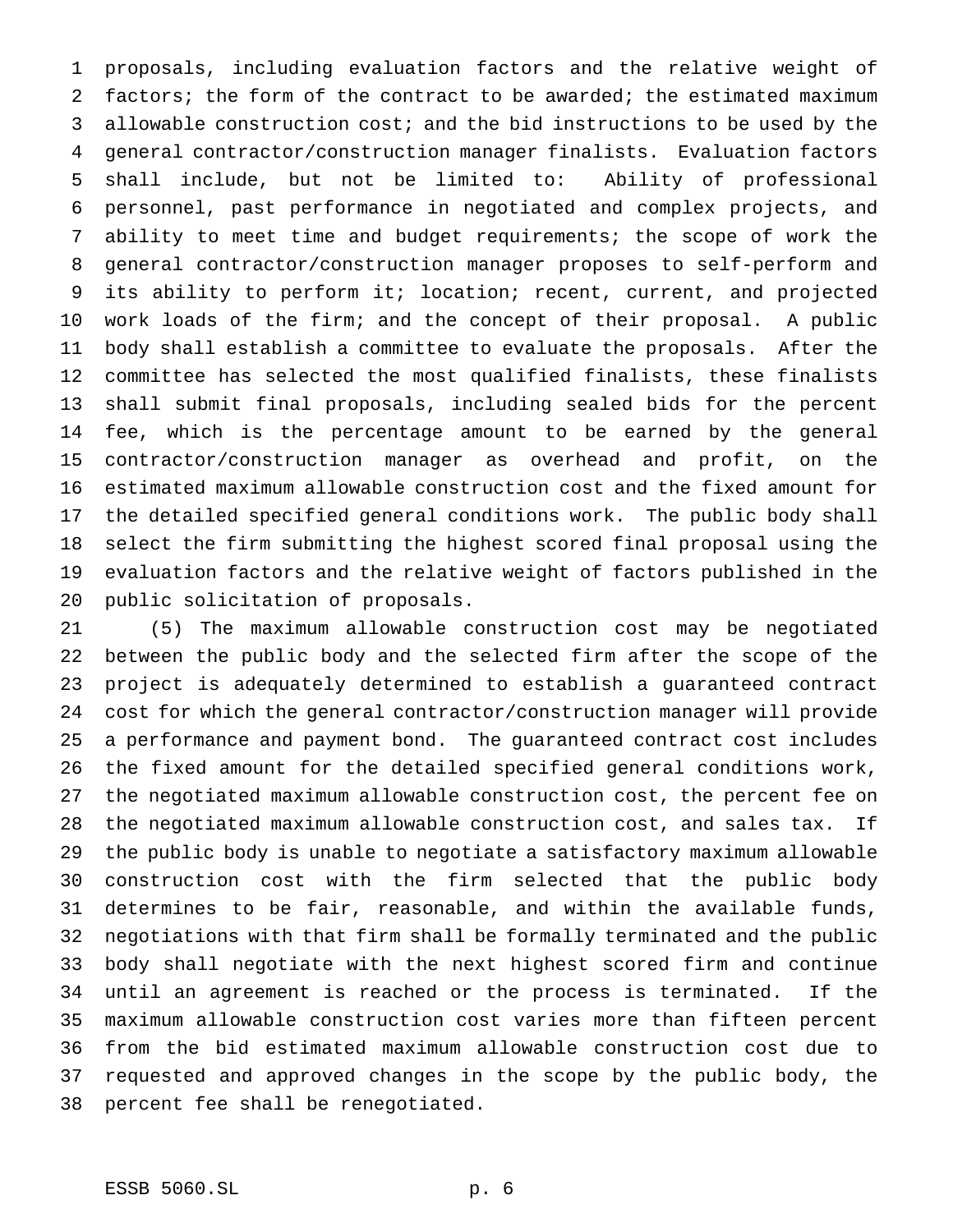proposals, including evaluation factors and the relative weight of factors; the form of the contract to be awarded; the estimated maximum allowable construction cost; and the bid instructions to be used by the general contractor/construction manager finalists. Evaluation factors shall include, but not be limited to: Ability of professional personnel, past performance in negotiated and complex projects, and ability to meet time and budget requirements; the scope of work the general contractor/construction manager proposes to self-perform and its ability to perform it; location; recent, current, and projected work loads of the firm; and the concept of their proposal. A public body shall establish a committee to evaluate the proposals. After the committee has selected the most qualified finalists, these finalists shall submit final proposals, including sealed bids for the percent fee, which is the percentage amount to be earned by the general contractor/construction manager as overhead and profit, on the estimated maximum allowable construction cost and the fixed amount for the detailed specified general conditions work. The public body shall select the firm submitting the highest scored final proposal using the evaluation factors and the relative weight of factors published in the public solicitation of proposals.

(5) The maximum allowable construction cost may be negotiated between the public body and the selected firm after the scope of the project is adequately determined to establish a guaranteed contract cost for which the general contractor/construction manager will provide a performance and payment bond. The guaranteed contract cost includes the fixed amount for the detailed specified general conditions work, the negotiated maximum allowable construction cost, the percent fee on the negotiated maximum allowable construction cost, and sales tax. If the public body is unable to negotiate a satisfactory maximum allowable construction cost with the firm selected that the public body determines to be fair, reasonable, and within the available funds, negotiations with that firm shall be formally terminated and the public body shall negotiate with the next highest scored firm and continue until an agreement is reached or the process is terminated. If the maximum allowable construction cost varies more than fifteen percent from the bid estimated maximum allowable construction cost due to requested and approved changes in the scope by the public body, the percent fee shall be renegotiated.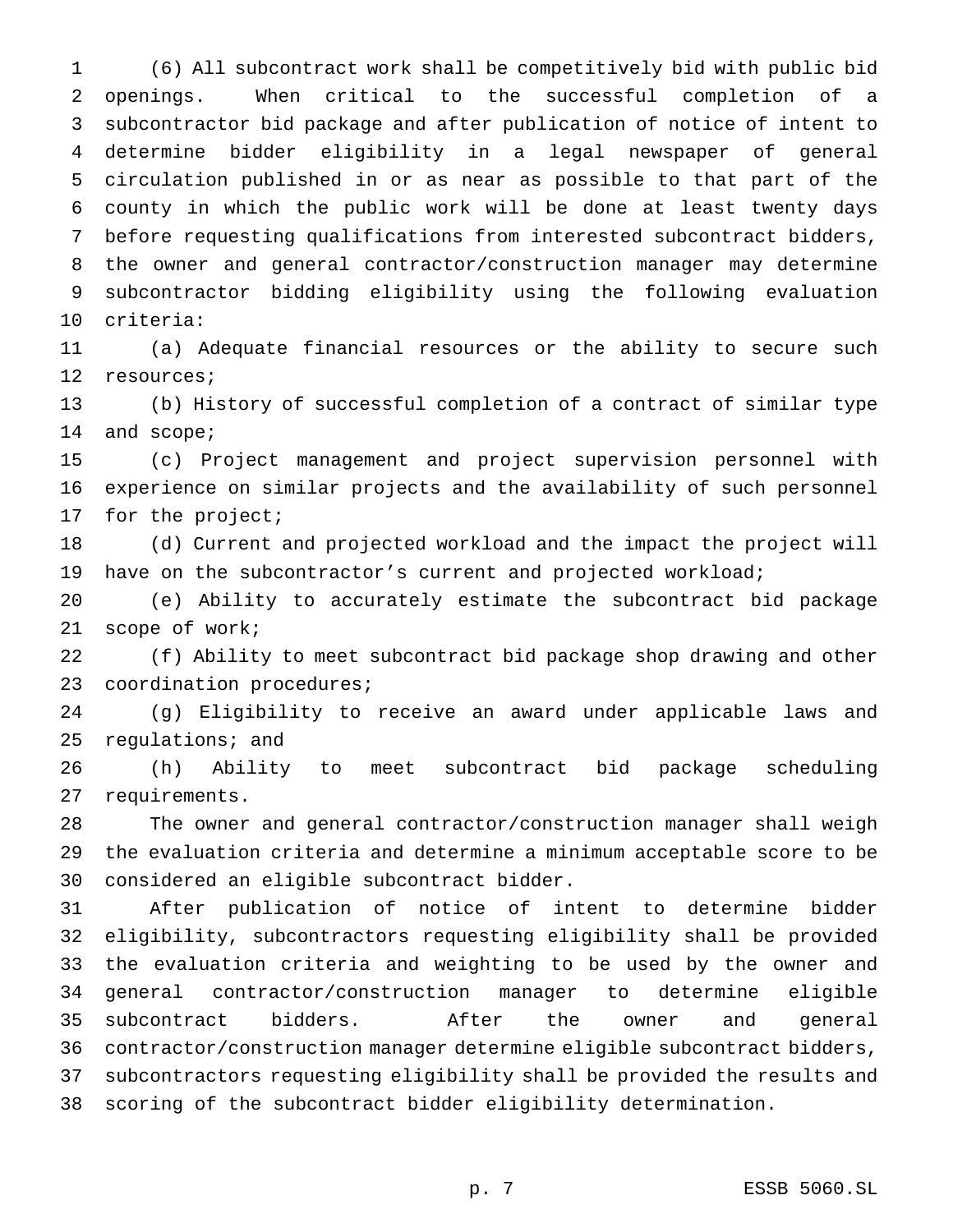(6) All subcontract work shall be competitively bid with public bid openings. When critical to the successful completion of a subcontractor bid package and after publication of notice of intent to determine bidder eligibility in a legal newspaper of general circulation published in or as near as possible to that part of the county in which the public work will be done at least twenty days before requesting qualifications from interested subcontract bidders, the owner and general contractor/construction manager may determine subcontractor bidding eligibility using the following evaluation criteria:

(a) Adequate financial resources or the ability to secure such resources;

(b) History of successful completion of a contract of similar type and scope;

(c) Project management and project supervision personnel with experience on similar projects and the availability of such personnel for the project;

(d) Current and projected workload and the impact the project will have on the subcontractor's current and projected workload;

(e) Ability to accurately estimate the subcontract bid package scope of work;

(f) Ability to meet subcontract bid package shop drawing and other coordination procedures;

(g) Eligibility to receive an award under applicable laws and regulations; and

(h) Ability to meet subcontract bid package scheduling requirements.

The owner and general contractor/construction manager shall weigh the evaluation criteria and determine a minimum acceptable score to be considered an eligible subcontract bidder.

After publication of notice of intent to determine bidder eligibility, subcontractors requesting eligibility shall be provided the evaluation criteria and weighting to be used by the owner and general contractor/construction manager to determine eligible subcontract bidders. After the owner and general contractor/construction manager determine eligible subcontract bidders, subcontractors requesting eligibility shall be provided the results and scoring of the subcontract bidder eligibility determination.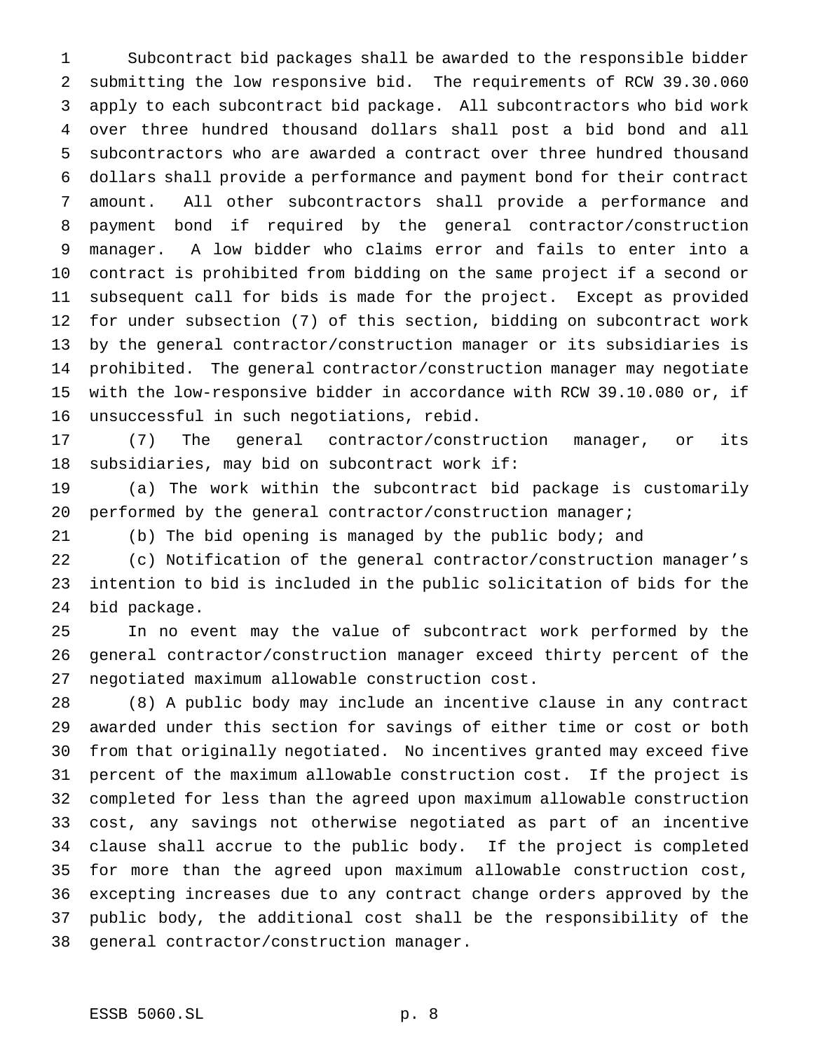Subcontract bid packages shall be awarded to the responsible bidder submitting the low responsive bid. The requirements of RCW 39.30.060 apply to each subcontract bid package. All subcontractors who bid work over three hundred thousand dollars shall post a bid bond and all subcontractors who are awarded a contract over three hundred thousand dollars shall provide a performance and payment bond for their contract amount. All other subcontractors shall provide a performance and payment bond if required by the general contractor/construction manager. A low bidder who claims error and fails to enter into a contract is prohibited from bidding on the same project if a second or subsequent call for bids is made for the project. Except as provided for under subsection (7) of this section, bidding on subcontract work by the general contractor/construction manager or its subsidiaries is prohibited. The general contractor/construction manager may negotiate with the low-responsive bidder in accordance with RCW 39.10.080 or, if unsuccessful in such negotiations, rebid.

(7) The general contractor/construction manager, or its subsidiaries, may bid on subcontract work if:

(a) The work within the subcontract bid package is customarily performed by the general contractor/construction manager;

(b) The bid opening is managed by the public body; and

(c) Notification of the general contractor/construction manager's intention to bid is included in the public solicitation of bids for the bid package.

In no event may the value of subcontract work performed by the general contractor/construction manager exceed thirty percent of the negotiated maximum allowable construction cost.

(8) A public body may include an incentive clause in any contract awarded under this section for savings of either time or cost or both from that originally negotiated. No incentives granted may exceed five percent of the maximum allowable construction cost. If the project is completed for less than the agreed upon maximum allowable construction cost, any savings not otherwise negotiated as part of an incentive clause shall accrue to the public body. If the project is completed for more than the agreed upon maximum allowable construction cost, excepting increases due to any contract change orders approved by the public body, the additional cost shall be the responsibility of the general contractor/construction manager.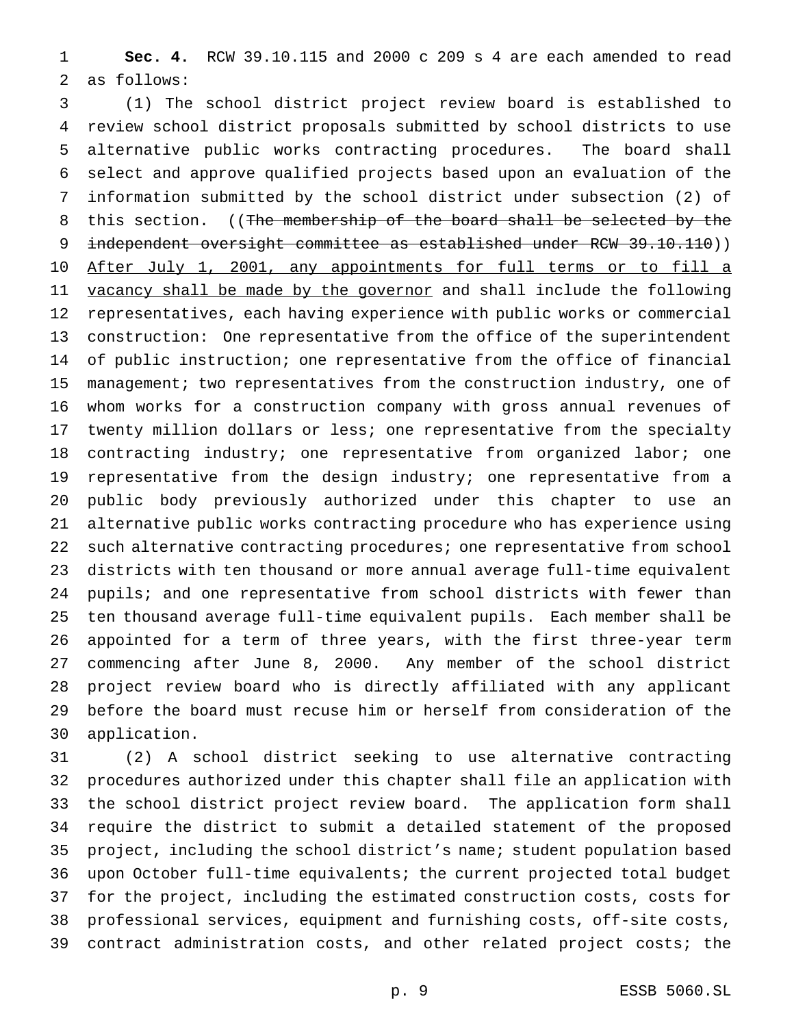**Sec. 4.** RCW 39.10.115 and 2000 c 209 s 4 are each amended to read as follows:

(1) The school district project review board is established to review school district proposals submitted by school districts to use alternative public works contracting procedures. The board shall select and approve qualified projects based upon an evaluation of the information submitted by the school district under subsection (2) of this section. ((~~The membership of the board shall be selected by the independent oversight committee as established under RCW 39.10.110~~)) After July 1, 2001, any appointments for full terms or to fill a vacancy shall be made by the governor and shall include the following representatives, each having experience with public works or commercial construction: One representative from the office of the superintendent of public instruction; one representative from the office of financial management; two representatives from the construction industry, one of whom works for a construction company with gross annual revenues of twenty million dollars or less; one representative from the specialty contracting industry; one representative from organized labor; one representative from the design industry; one representative from a public body previously authorized under this chapter to use an alternative public works contracting procedure who has experience using such alternative contracting procedures; one representative from school districts with ten thousand or more annual average full-time equivalent pupils; and one representative from school districts with fewer than ten thousand average full-time equivalent pupils. Each member shall be appointed for a term of three years, with the first three-year term commencing after June 8, 2000. Any member of the school district project review board who is directly affiliated with any applicant before the board must recuse him or herself from consideration of the application.

(2) A school district seeking to use alternative contracting procedures authorized under this chapter shall file an application with the school district project review board. The application form shall require the district to submit a detailed statement of the proposed project, including the school district's name; student population based upon October full-time equivalents; the current projected total budget for the project, including the estimated construction costs, costs for professional services, equipment and furnishing costs, off-site costs, contract administration costs, and other related project costs; the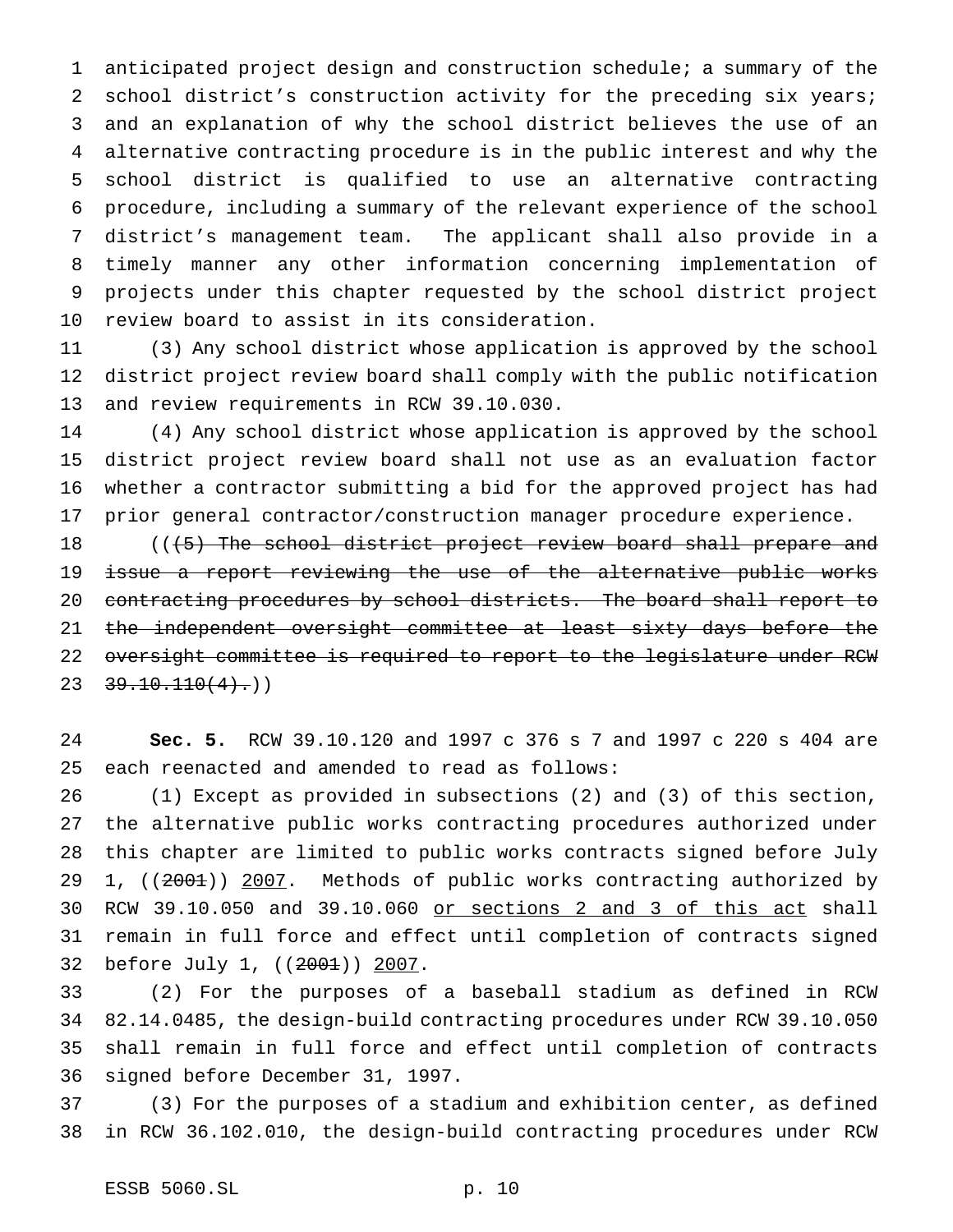anticipated project design and construction schedule; a summary of the school district's construction activity for the preceding six years; and an explanation of why the school district believes the use of an alternative contracting procedure is in the public interest and why the school district is qualified to use an alternative contracting procedure, including a summary of the relevant experience of the school district's management team. The applicant shall also provide in a timely manner any other information concerning implementation of projects under this chapter requested by the school district project review board to assist in its consideration.

(3) Any school district whose application is approved by the school district project review board shall comply with the public notification and review requirements in RCW 39.10.030.

(4) Any school district whose application is approved by the school district project review board shall not use as an evaluation factor whether a contractor submitting a bid for the approved project has had prior general contractor/construction manager procedure experience.

(((5) The school district project review board shall prepare and issue a report reviewing the use of the alternative public works contracting procedures by school districts. The board shall report to the independent oversight committee at least sixty days before the oversight committee is required to report to the legislature under RCW 39.10.110(4).))

**Sec. 5.** RCW 39.10.120 and 1997 c 376 s 7 and 1997 c 220 s 404 are each reenacted and amended to read as follows:

(1) Except as provided in subsections (2) and (3) of this section, the alternative public works contracting procedures authorized under this chapter are limited to public works contracts signed before July 1, ((2001)) 2007. Methods of public works contracting authorized by RCW 39.10.050 and 39.10.060 or sections 2 and 3 of this act shall remain in full force and effect until completion of contracts signed before July 1, ((2001)) 2007.

(2) For the purposes of a baseball stadium as defined in RCW 82.14.0485, the design-build contracting procedures under RCW 39.10.050 shall remain in full force and effect until completion of contracts signed before December 31, 1997.

(3) For the purposes of a stadium and exhibition center, as defined in RCW 36.102.010, the design-build contracting procedures under RCW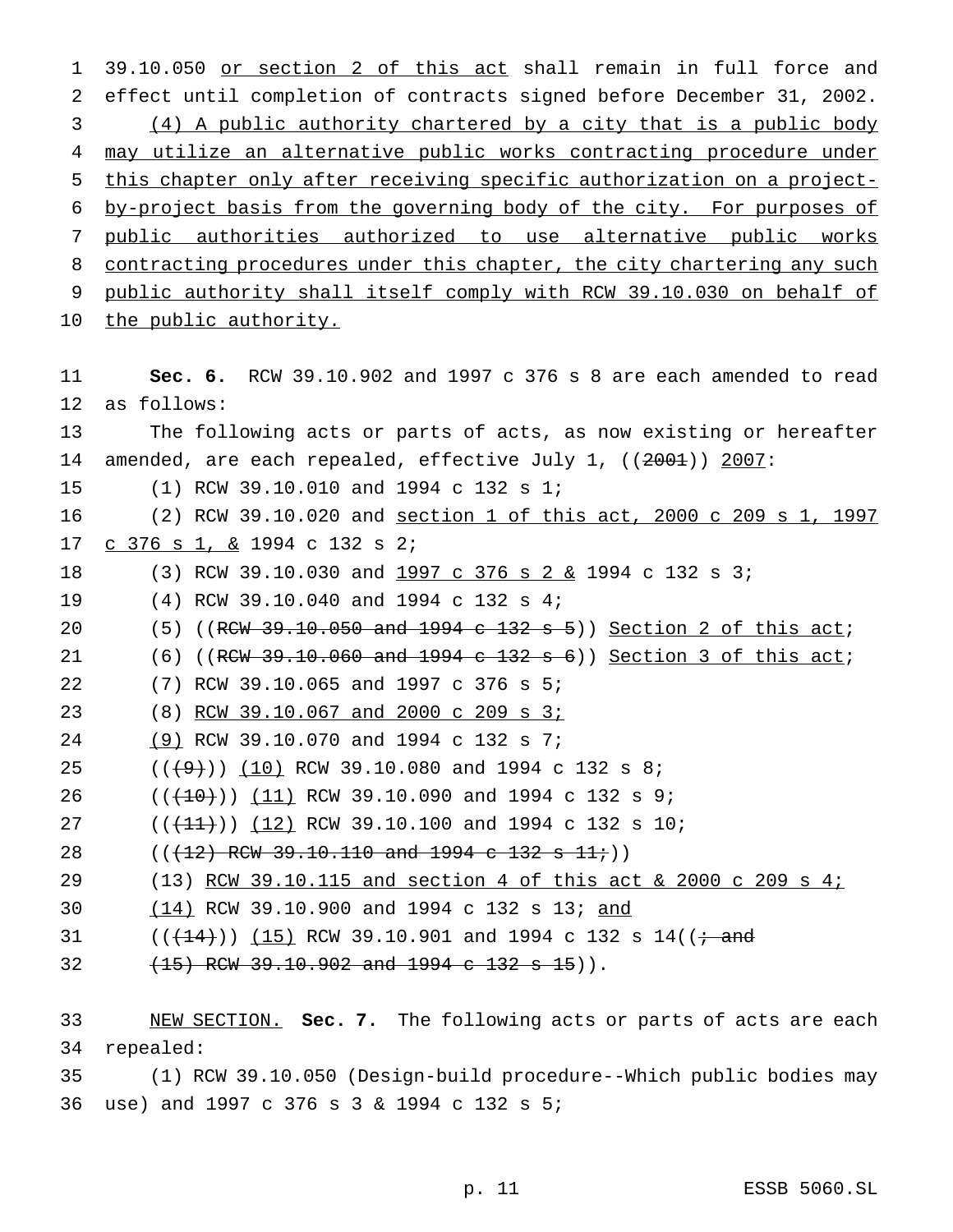39.10.050 <u>or section 2 of this act</u> shall remain in full force and effect until completion of contracts signed before December 31, 2002.

<u>(4) A public authority chartered by a city that is a public body may utilize an alternative public works contracting procedure under this chapter only after receiving specific authorization on a project-by-project basis from the governing body of the city. For purposes of public authorities authorized to use alternative public works contracting procedures under this chapter, the city chartering any such public authority shall itself comply with RCW 39.10.030 on behalf of the public authority.</u>

**Sec. 6.** RCW 39.10.902 and 1997 c 376 s 8 are each amended to read as follows:

The following acts or parts of acts, as now existing or hereafter amended, are each repealed, effective July 1, ((~~2001~~)) <u>2007</u>:

(1) RCW 39.10.010 and 1994 c 132 s 1;

(2) RCW 39.10.020 and <u>section 1 of this act, 2000 c 209 s 1, 1997 c 376 s 1, &</u> 1994 c 132 s 2;

(3) RCW 39.10.030 and <u>1997 c 376 s 2 &</u> 1994 c 132 s 3;

(4) RCW 39.10.040 and 1994 c 132 s 4;

(5) ((~~RCW 39.10.050 and 1994 c 132 s 5~~)) <u>Section 2 of this act</u>;

(6) ((~~RCW 39.10.060 and 1994 c 132 s 6~~)) <u>Section 3 of this act</u>;

(7) RCW 39.10.065 and 1997 c 376 s 5;

(8) <u>RCW 39.10.067 and 2000 c 209 s 3;</u>

<u>(9)</u> RCW 39.10.070 and 1994 c 132 s 7;

((~~(9)~~)) <u>(10)</u> RCW 39.10.080 and 1994 c 132 s 8;

((~~(10)~~)) <u>(11)</u> RCW 39.10.090 and 1994 c 132 s 9;

((~~(11)~~)) <u>(12)</u> RCW 39.10.100 and 1994 c 132 s 10;

((~~(12) RCW 39.10.110 and 1994 c 132 s 11;~~))

(13) <u>RCW 39.10.115 and section 4 of this act & 2000 c 209 s 4;</u>

<u>(14)</u> RCW 39.10.900 and 1994 c 132 s 13; <u>and</u>

((~~(14)~~)) <u>(15)</u> RCW 39.10.901 and 1994 c 132 s 14((~~; and~~

~~(15) RCW 39.10.902 and 1994 c 132 s 15~~)).

<u>NEW SECTION.</u> **Sec. 7.** The following acts or parts of acts are each repealed:

(1) RCW 39.10.050 (Design-build procedure--Which public bodies may use) and 1997 c 376 s 3 & 1994 c 132 s 5;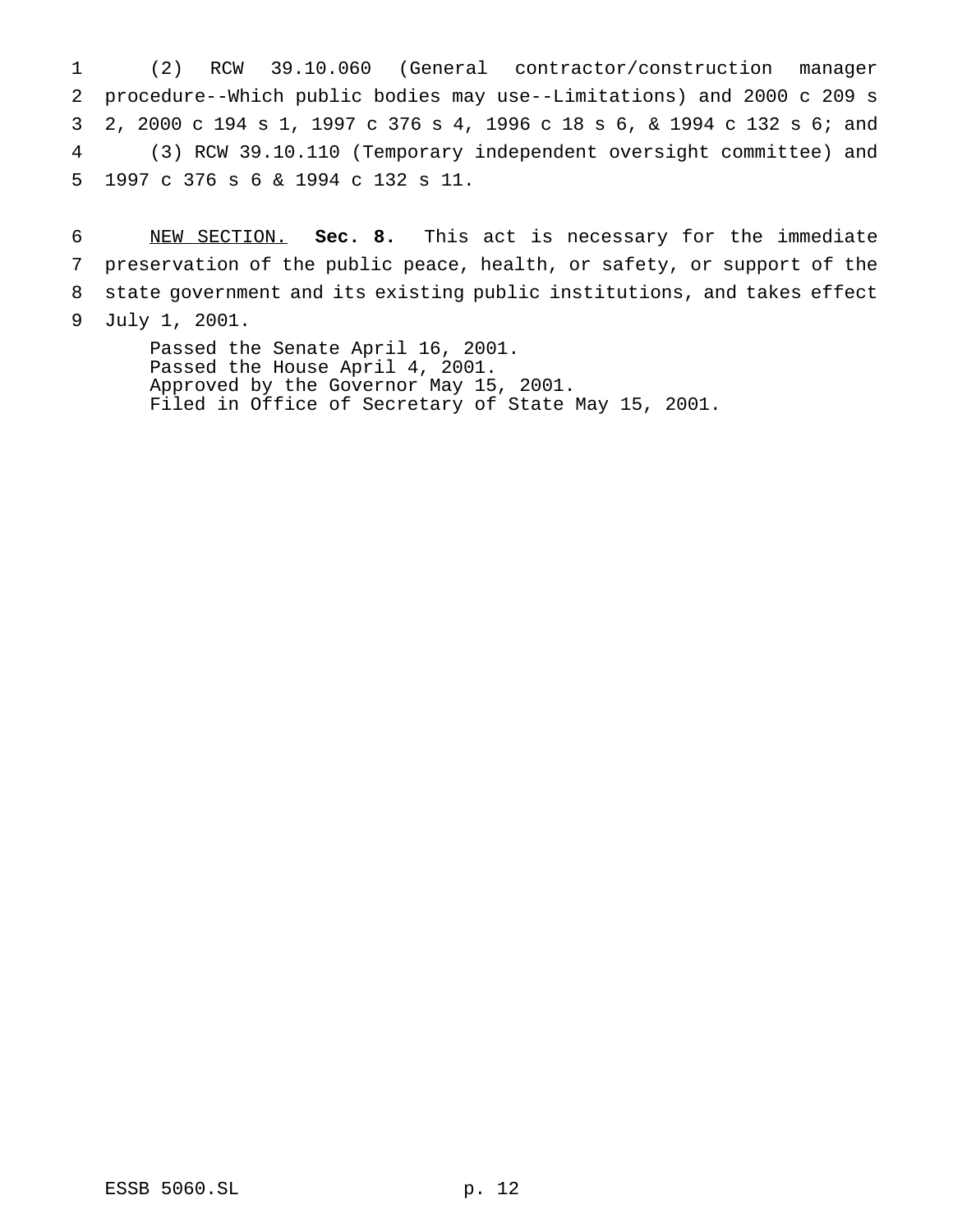(2) RCW 39.10.060 (General contractor/construction manager procedure--Which public bodies may use--Limitations) and 2000 c 209 s 2, 2000 c 194 s 1, 1997 c 376 s 4, 1996 c 18 s 6, & 1994 c 132 s 6; and

(3) RCW 39.10.110 (Temporary independent oversight committee) and 1997 c 376 s 6 & 1994 c 132 s 11.

NEW SECTION. **Sec. 8.** This act is necessary for the immediate preservation of the public peace, health, or safety, or support of the state government and its existing public institutions, and takes effect July 1, 2001.

Passed the Senate April 16, 2001.
Passed the House April 4, 2001.
Approved by the Governor May 15, 2001.
Filed in Office of Secretary of State May 15, 2001.